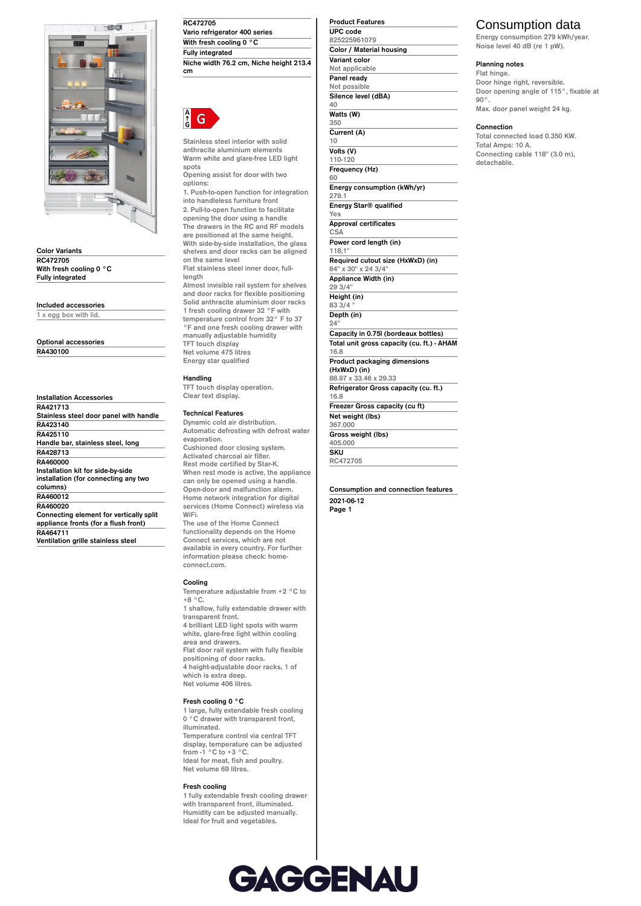## Color Variants

**RC472705**
**With fresh cooling 0 °C**
**Fully integrated**

## Included accessories

1 x egg box with lid.

## Optional accessories

**RA430100**

## Installation Accessories

**RA421713**
**Stainless steel door panel with handle**
**RA423140**
**RA425110**
**Handle bar, stainless steel, long**
**RA428713**
**RA460000**
**Installation kit for side-by-side installation (for connecting any two columns)**
**RA460012**
**RA460020**
**Connecting element for vertically split appliance fronts (for a flush front)**
**RA464711**
**Ventilation grille stainless steel**

**RC472705**
**Vario refrigerator 400 series**
**With fresh cooling 0 °C**
**Fully integrated**
**Niche width 76.2 cm, Niche height 213.4 cm**

A-G: G

Stainless steel interior with solid anthracite aluminium elements
Warm white and glare-free LED light spots
Opening assist for door with two options:
1. Push-to-open function for integration into handleless furniture front
2. Pull-to-open function to facilitate opening the door using a handle
The drawers in the RC and RF models are positioned at the same height.
With side-by-side installation, the glass shelves and door racks can be aligned on the same level
Flat stainless steel inner door, full-length
Almost invisible rail system for shelves and door racks for flexible positioning
Solid anthracite aluminium door racks
1 fresh cooling drawer 32 °F with temperature control from 32° F to 37 °F and one fresh cooling drawer with manually adjustable humidity
TFT touch display
Net volume 475 litres
Energy star qualified

### Handling

TFT touch display operation.
Clear text display.

### Technical Features

Dynamic cold air distribution.
Automatic defrosting with defrost water evaporation.
Cushioned door closing system.
Activated charcoal air filter.
Rest mode certified by Star-K.
When rest mode is active, the appliance can only be opened using a handle.
Open-door and malfunction alarm.
Home network integration for digital services (Home Connect) wireless via WiFi.
The use of the Home Connect functionality depends on the Home Connect services, which are not available in every country. For further information please check: home-connect.com.

### Cooling

Temperature adjustable from +2 °C to +8 °C.
1 shallow, fully extendable drawer with transparent front.
4 brilliant LED light spots with warm white, glare-free light within cooling area and drawers.
Flat door rail system with fully flexible positioning of door racks.
4 height-adjustable door racks, 1 of which is extra deep.
Net volume 406 litres.

### Fresh cooling 0 °C

1 large, fully extendable fresh cooling 0 °C drawer with transparent front, illuminated.
Temperature control via central TFT display, temperature can be adjusted from -1 °C to +3 °C.
Ideal for meat, fish and poultry.
Net volume 69 litres.

### Fresh cooling

1 fully extendable fresh cooling drawer with transparent front, illuminated.
Humidity can be adjusted manually.
Ideal for fruit and vegetables.

## Product Features

**UPC code**
825225961079
**Color / Material housing**
**Variant color**
Not applicable
**Panel ready**
Not possible
**Silence level (dBA)**
40
**Watts (W)**
350
**Current (A)**
10
**Volts (V)**
110-120
**Frequency (Hz)**
60
**Energy consumption (kWh/yr)**
279.1
**Energy Star® qualified**
Yes
**Approval certificates**
CSA
**Power cord length (in)**
118,1"
**Required cutout size (HxWxD) (in)**
84" x 30" x 24 3/4"
**Appliance Width (in)**
29 3/4"
**Height (in)**
83 3/4 "
**Depth (in)**
24"
**Capacity in 0.75l (bordeaux bottles)**
**Total unit gross capacity (cu. ft.) - AHAM**
16.8
**Product packaging dimensions (HxWxD) (in)**
88.97 x 33.46 x 29.33
**Refrigerator Gross capacity (cu. ft.)**
16.8
**Freezer Gross capacity (cu ft)**
**Net weight (lbs)**
367.000
**Gross weight (lbs)**
405.000
**SKU**
RC472705

**Consumption and connection features**

**2021-06-12**

# Consumption data

Energy consumption 279 kWh/year.
Noise level 40 dB (re 1 pW).

### Planning notes

Flat hinge.
Door hinge right, reversible.
Door opening angle of 115°, fixable at 90°.
Max. door panel weight 24 kg.

### Connection

Total connected load 0.350 KW.
Total Amps: 10 A.
Connecting cable 118" (3.0 m), detachable.

GAGGENAU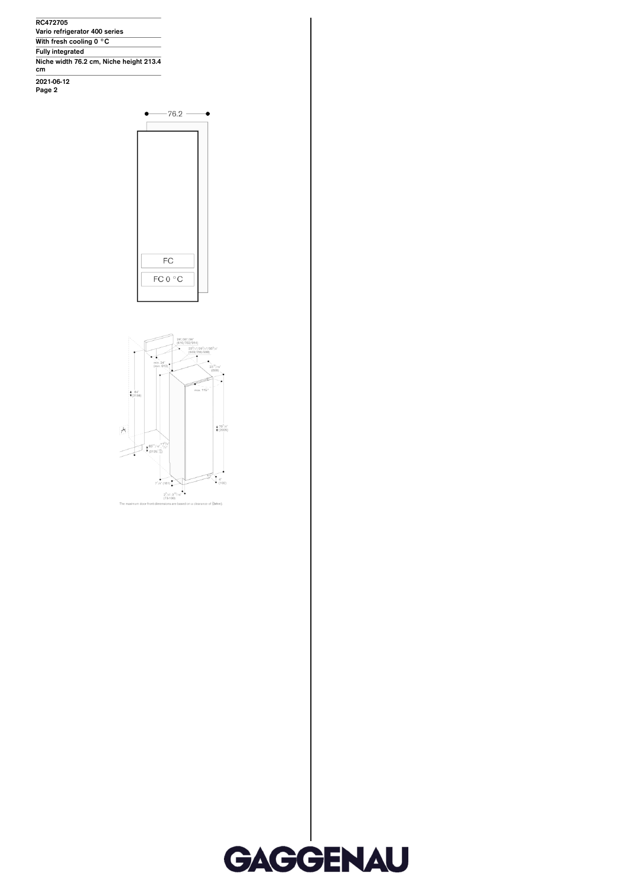RC472705

Vario refrigerator 400 series

With fresh cooling 0 °C

Fully integrated

Niche width 76.2 cm, Niche height 213.4 cm

2021-06-12

76.2

FC

FC 0 °C

The maximum door front dimensions are based on a clearance of (3mm).